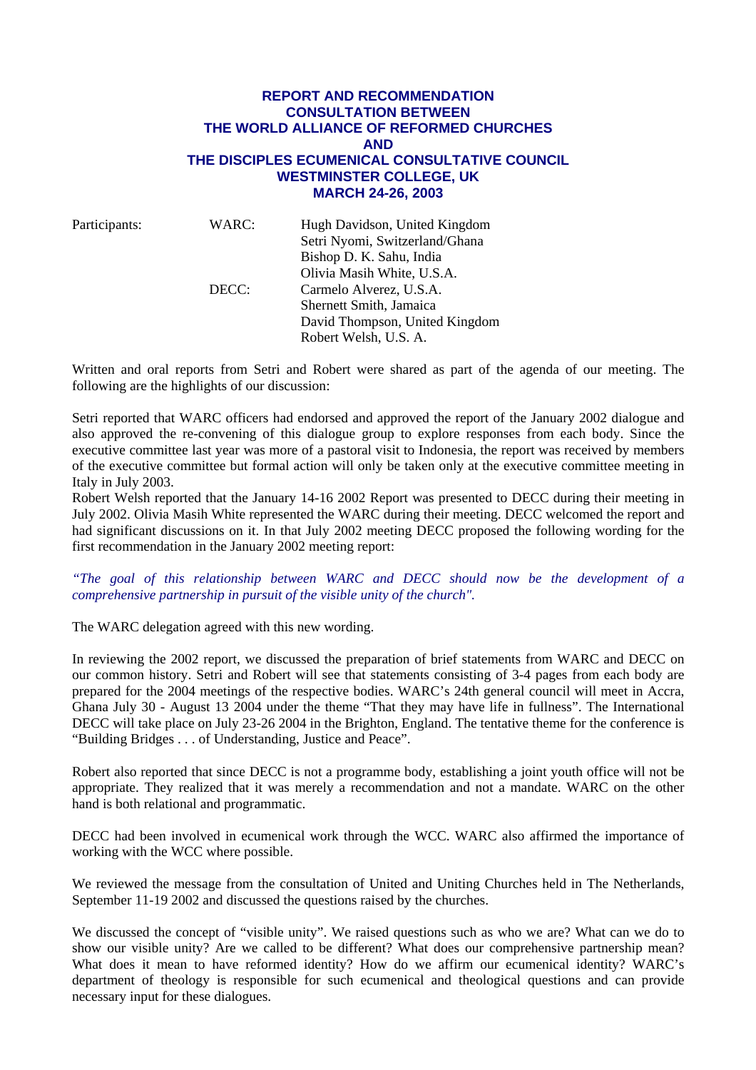# REPORT AND RECOMMENDATION
## CONSULTATION BETWEEN
## THE WORLD ALLIANCE OF REFORMED CHURCHES
## AND
## THE DISCIPLES ECUMENICAL CONSULTATIVE COUNCIL
## WESTMINSTER COLLEGE, UK
## MARCH 24-26, 2003

| Participants: | WARC: | Hugh Davidson, United Kingdom |
|---|---|---|
| | | Setri Nyomi, Switzerland/Ghana |
| | | Bishop D. K. Sahu, India |
| | | Olivia Masih White, U.S.A. |
| | DECC: | Carmelo Alverez, U.S.A. |
| | | Shernett Smith, Jamaica |
| | | David Thompson, United Kingdom |
| | | Robert Welsh, U. S. A. |

Written and oral reports from Setri and Robert were shared as part of the agenda of our meeting. The following are the highlights of our discussion:

Setri reported that WARC officers had endorsed and approved the report of the January 2002 dialogue and also approved the re-convening of this dialogue group to explore responses from each body. Since the executive committee last year was more of a pastoral visit to Indonesia, the report was received by members of the executive committee but formal action will only be taken only at the executive committee meeting in Italy in July 2003.

Robert Welsh reported that the January 14-16 2002 Report was presented to DECC during their meeting in July 2002. Olivia Masih White represented the WARC during their meeting. DECC welcomed the report and had significant discussions on it. In that July 2002 meeting DECC proposed the following wording for the first recommendation in the January 2002 meeting report:

*"The goal of this relationship between WARC and DECC should now be the development of a comprehensive partnership in pursuit of the visible unity of the church".*

The WARC delegation agreed with this new wording.

In reviewing the 2002 report, we discussed the preparation of brief statements from WARC and DECC on our common history. Setri and Robert will see that statements consisting of 3-4 pages from each body are prepared for the 2004 meetings of the respective bodies. WARC's 24th general council will meet in Accra, Ghana July 30 - August 13 2004 under the theme "That they may have life in fullness". The International DECC will take place on July 23-26 2004 in the Brighton, England. The tentative theme for the conference is "Building Bridges . . . of Understanding, Justice and Peace".

Robert also reported that since DECC is not a programme body, establishing a joint youth office will not be appropriate. They realized that it was merely a recommendation and not a mandate. WARC on the other hand is both relational and programmatic.

DECC had been involved in ecumenical work through the WCC. WARC also affirmed the importance of working with the WCC where possible.

We reviewed the message from the consultation of United and Uniting Churches held in The Netherlands, September 11-19 2002 and discussed the questions raised by the churches.

We discussed the concept of "visible unity". We raised questions such as who we are? What can we do to show our visible unity? Are we called to be different? What does our comprehensive partnership mean? What does it mean to have reformed identity? How do we affirm our ecumenical identity? WARC's department of theology is responsible for such ecumenical and theological questions and can provide necessary input for these dialogues.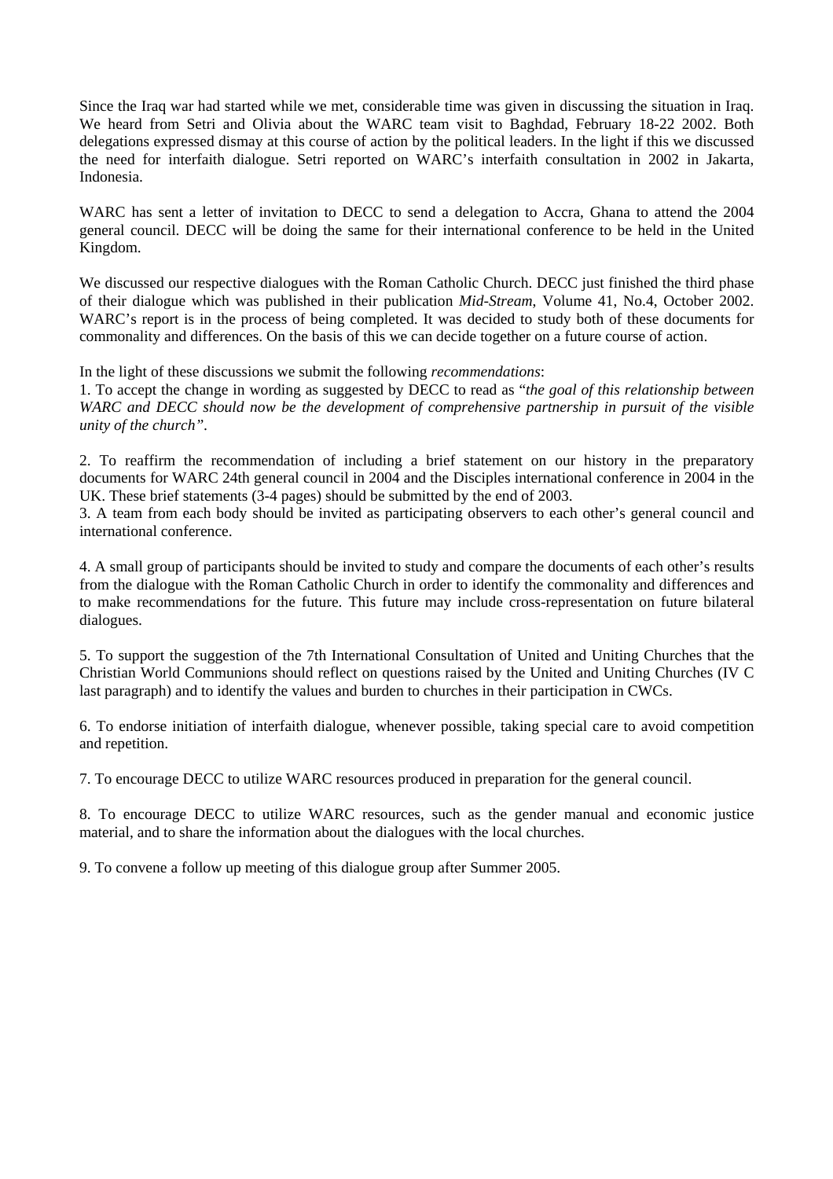Since the Iraq war had started while we met, considerable time was given in discussing the situation in Iraq. We heard from Setri and Olivia about the WARC team visit to Baghdad, February 18-22 2002. Both delegations expressed dismay at this course of action by the political leaders. In the light if this we discussed the need for interfaith dialogue. Setri reported on WARC's interfaith consultation in 2002 in Jakarta, Indonesia.

WARC has sent a letter of invitation to DECC to send a delegation to Accra, Ghana to attend the 2004 general council. DECC will be doing the same for their international conference to be held in the United Kingdom.

We discussed our respective dialogues with the Roman Catholic Church. DECC just finished the third phase of their dialogue which was published in their publication *Mid-Stream*, Volume 41, No.4, October 2002. WARC's report is in the process of being completed. It was decided to study both of these documents for commonality and differences. On the basis of this we can decide together on a future course of action.

In the light of these discussions we submit the following *recommendations*:

1. To accept the change in wording as suggested by DECC to read as "*the goal of this relationship between WARC and DECC should now be the development of comprehensive partnership in pursuit of the visible unity of the church*".

2. To reaffirm the recommendation of including a brief statement on our history in the preparatory documents for WARC 24th general council in 2004 and the Disciples international conference in 2004 in the UK. These brief statements (3-4 pages) should be submitted by the end of 2003.

3. A team from each body should be invited as participating observers to each other's general council and international conference.

4. A small group of participants should be invited to study and compare the documents of each other's results from the dialogue with the Roman Catholic Church in order to identify the commonality and differences and to make recommendations for the future. This future may include cross-representation on future bilateral dialogues.

5. To support the suggestion of the 7th International Consultation of United and Uniting Churches that the Christian World Communions should reflect on questions raised by the United and Uniting Churches (IV C last paragraph) and to identify the values and burden to churches in their participation in CWCs.

6. To endorse initiation of interfaith dialogue, whenever possible, taking special care to avoid competition and repetition.

7. To encourage DECC to utilize WARC resources produced in preparation for the general council.

8. To encourage DECC to utilize WARC resources, such as the gender manual and economic justice material, and to share the information about the dialogues with the local churches.

9. To convene a follow up meeting of this dialogue group after Summer 2005.